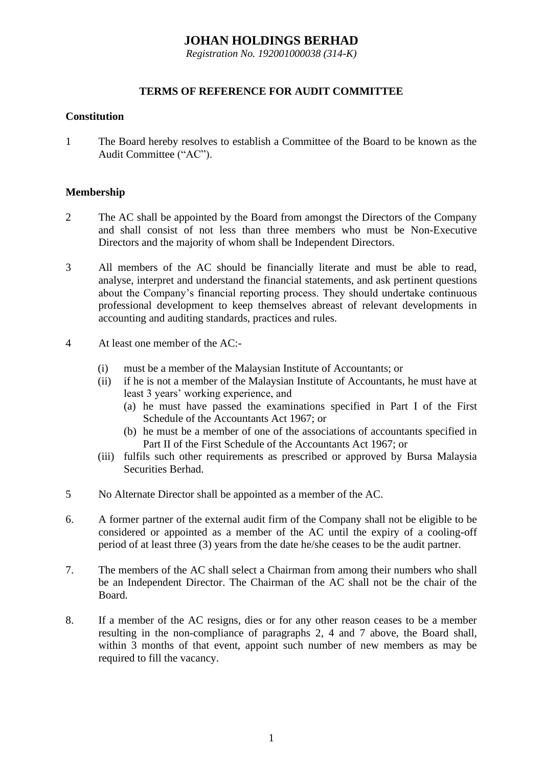# JOHAN HOLDINGS BERHAD

*Registration No. 192001000038 (314-K)*

## TERMS OF REFERENCE FOR AUDIT COMMITTEE

### Constitution

1 The Board hereby resolves to establish a Committee of the Board to be known as the Audit Committee ("AC").

### Membership

2 The AC shall be appointed by the Board from amongst the Directors of the Company and shall consist of not less than three members who must be Non-Executive Directors and the majority of whom shall be Independent Directors.

3 All members of the AC should be financially literate and must be able to read, analyse, interpret and understand the financial statements, and ask pertinent questions about the Company's financial reporting process. They should undertake continuous professional development to keep themselves abreast of relevant developments in accounting and auditing standards, practices and rules.

4 At least one member of the AC:-

- (i) must be a member of the Malaysian Institute of Accountants; or
- (ii) if he is not a member of the Malaysian Institute of Accountants, he must have at least 3 years' working experience, and
  - (a) he must have passed the examinations specified in Part I of the First Schedule of the Accountants Act 1967; or
  - (b) he must be a member of one of the associations of accountants specified in Part II of the First Schedule of the Accountants Act 1967; or
- (iii) fulfils such other requirements as prescribed or approved by Bursa Malaysia Securities Berhad.

5 No Alternate Director shall be appointed as a member of the AC.

6. A former partner of the external audit firm of the Company shall not be eligible to be considered or appointed as a member of the AC until the expiry of a cooling-off period of at least three (3) years from the date he/she ceases to be the audit partner.

7. The members of the AC shall select a Chairman from among their numbers who shall be an Independent Director. The Chairman of the AC shall not be the chair of the Board.

8. If a member of the AC resigns, dies or for any other reason ceases to be a member resulting in the non-compliance of paragraphs 2, 4 and 7 above, the Board shall, within 3 months of that event, appoint such number of new members as may be required to fill the vacancy.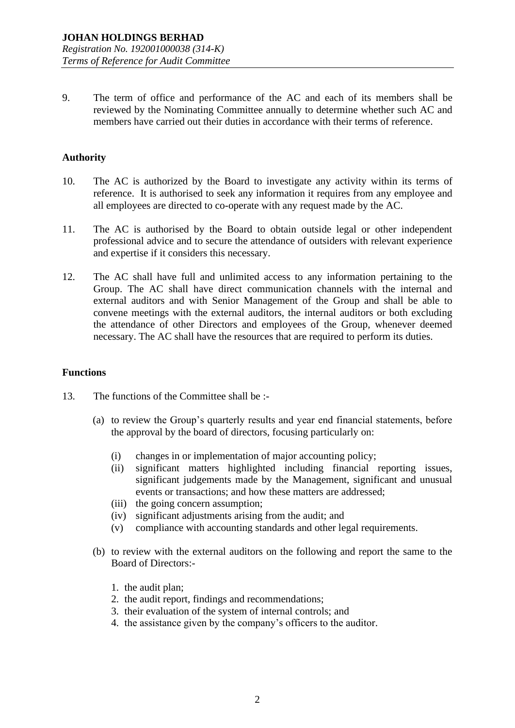9. The term of office and performance of the AC and each of its members shall be reviewed by the Nominating Committee annually to determine whether such AC and members have carried out their duties in accordance with their terms of reference.

**Authority**

10. The AC is authorized by the Board to investigate any activity within its terms of reference. It is authorised to seek any information it requires from any employee and all employees are directed to co-operate with any request made by the AC.

11. The AC is authorised by the Board to obtain outside legal or other independent professional advice and to secure the attendance of outsiders with relevant experience and expertise if it considers this necessary.

12. The AC shall have full and unlimited access to any information pertaining to the Group. The AC shall have direct communication channels with the internal and external auditors and with Senior Management of the Group and shall be able to convene meetings with the external auditors, the internal auditors or both excluding the attendance of other Directors and employees of the Group, whenever deemed necessary. The AC shall have the resources that are required to perform its duties.

**Functions**

13. The functions of the Committee shall be :-

 (a) to review the Group's quarterly results and year end financial statements, before the approval by the board of directors, focusing particularly on:

  (i) changes in or implementation of major accounting policy;
  (ii) significant matters highlighted including financial reporting issues, significant judgements made by the Management, significant and unusual events or transactions; and how these matters are addressed;
  (iii) the going concern assumption;
  (iv) significant adjustments arising from the audit; and
  (v) compliance with accounting standards and other legal requirements.

 (b) to review with the external auditors on the following and report the same to the Board of Directors:-

  1. the audit plan;
  2. the audit report, findings and recommendations;
  3. their evaluation of the system of internal controls; and
  4. the assistance given by the company's officers to the auditor.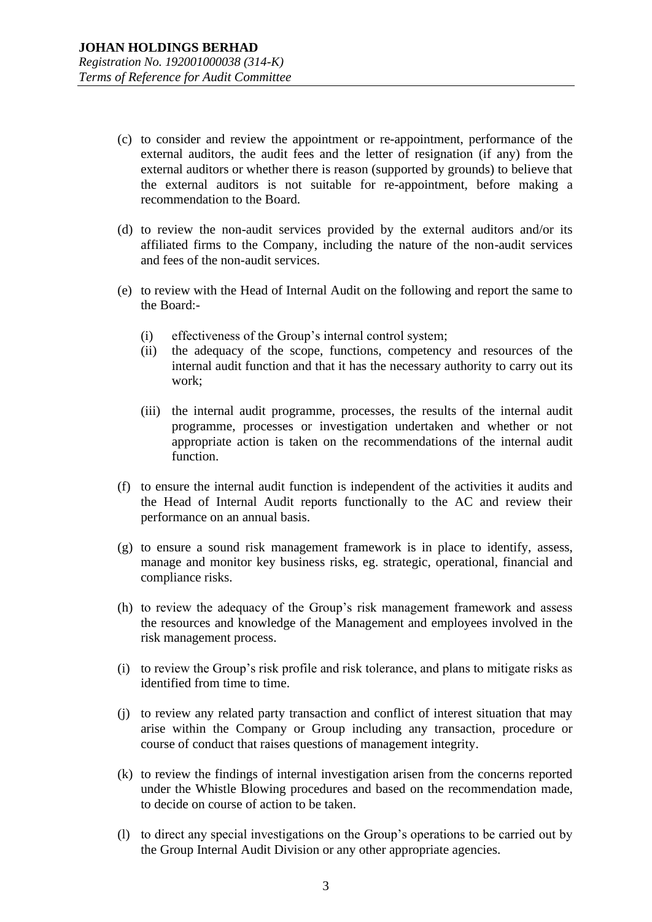(c) to consider and review the appointment or re-appointment, performance of the external auditors, the audit fees and the letter of resignation (if any) from the external auditors or whether there is reason (supported by grounds) to believe that the external auditors is not suitable for re-appointment, before making a recommendation to the Board.

(d) to review the non-audit services provided by the external auditors and/or its affiliated firms to the Company, including the nature of the non-audit services and fees of the non-audit services.

(e) to review with the Head of Internal Audit on the following and report the same to the Board:-

   (i) effectiveness of the Group's internal control system;
   (ii) the adequacy of the scope, functions, competency and resources of the internal audit function and that it has the necessary authority to carry out its work;
   (iii) the internal audit programme, processes, the results of the internal audit programme, processes or investigation undertaken and whether or not appropriate action is taken on the recommendations of the internal audit function.

(f) to ensure the internal audit function is independent of the activities it audits and the Head of Internal Audit reports functionally to the AC and review their performance on an annual basis.

(g) to ensure a sound risk management framework is in place to identify, assess, manage and monitor key business risks, eg. strategic, operational, financial and compliance risks.

(h) to review the adequacy of the Group's risk management framework and assess the resources and knowledge of the Management and employees involved in the risk management process.

(i) to review the Group's risk profile and risk tolerance, and plans to mitigate risks as identified from time to time.

(j) to review any related party transaction and conflict of interest situation that may arise within the Company or Group including any transaction, procedure or course of conduct that raises questions of management integrity.

(k) to review the findings of internal investigation arisen from the concerns reported under the Whistle Blowing procedures and based on the recommendation made, to decide on course of action to be taken.

(l) to direct any special investigations on the Group's operations to be carried out by the Group Internal Audit Division or any other appropriate agencies.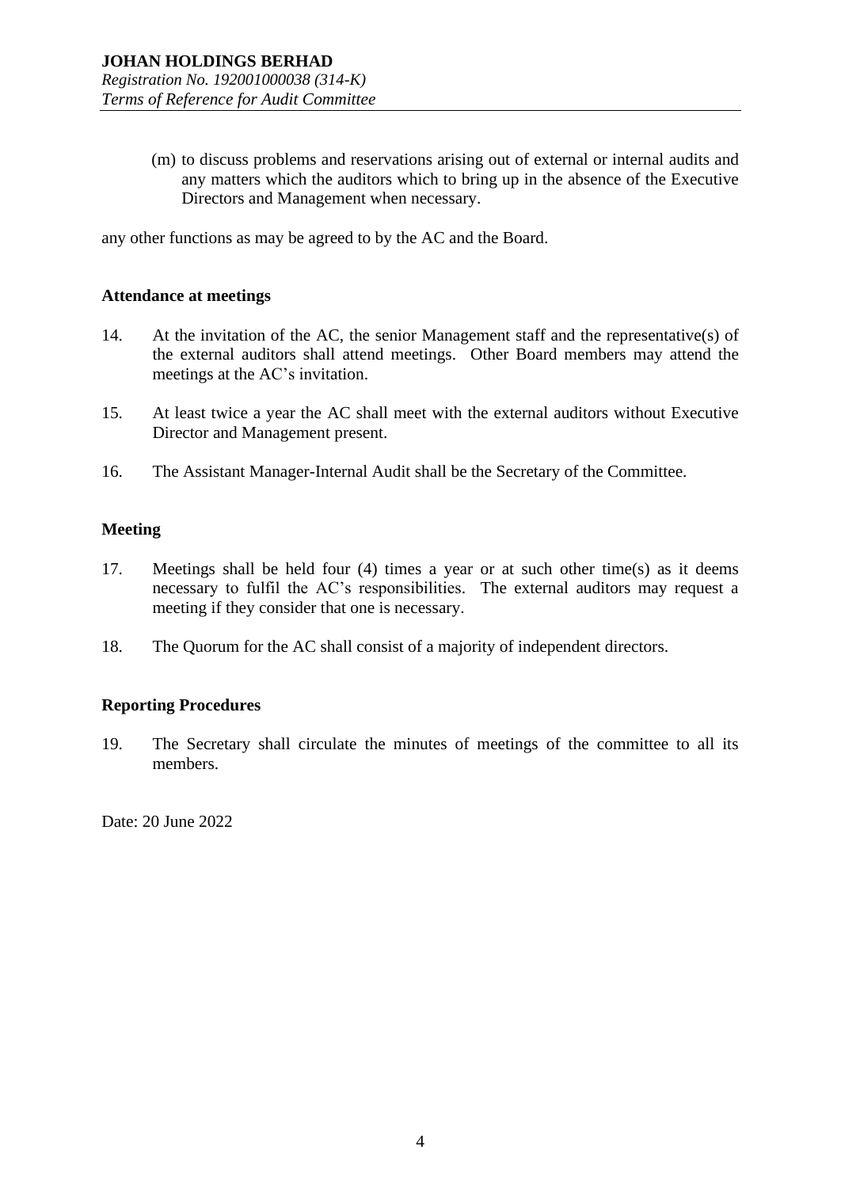(m) to discuss problems and reservations arising out of external or internal audits and any matters which the auditors which to bring up in the absence of the Executive Directors and Management when necessary.

any other functions as may be agreed to by the AC and the Board.

**Attendance at meetings**

14. At the invitation of the AC, the senior Management staff and the representative(s) of the external auditors shall attend meetings. Other Board members may attend the meetings at the AC's invitation.

15. At least twice a year the AC shall meet with the external auditors without Executive Director and Management present.

16. The Assistant Manager-Internal Audit shall be the Secretary of the Committee.

**Meeting**

17. Meetings shall be held four (4) times a year or at such other time(s) as it deems necessary to fulfil the AC's responsibilities. The external auditors may request a meeting if they consider that one is necessary.

18. The Quorum for the AC shall consist of a majority of independent directors.

**Reporting Procedures**

19. The Secretary shall circulate the minutes of meetings of the committee to all its members.

Date: 20 June 2022